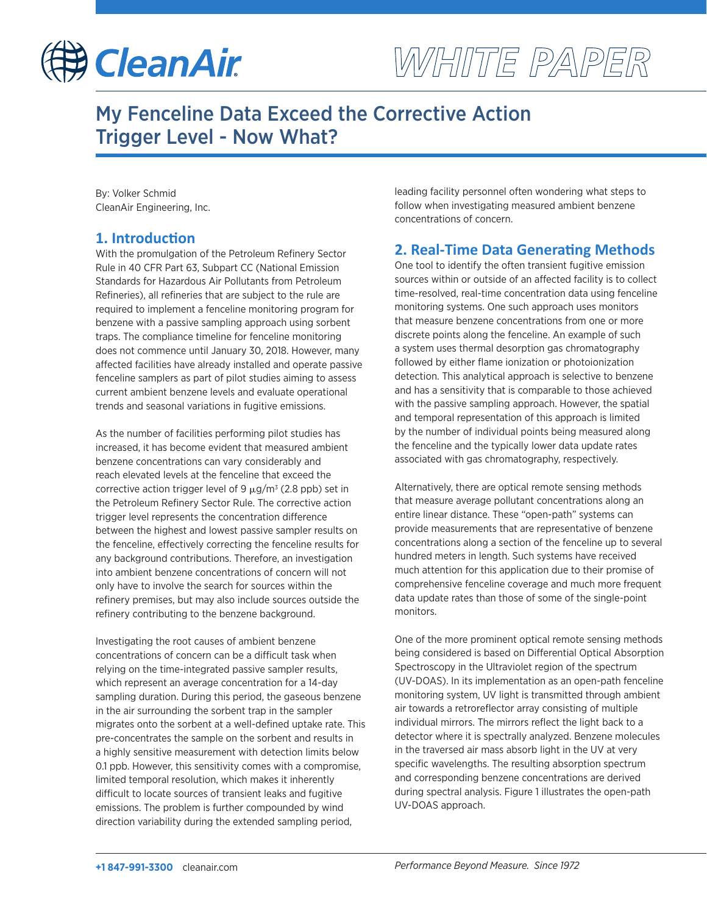# My Fenceline Data Exceed the Corrective Action Trigger Level - Now What?

By: Volker Schmid
CleanAir Engineering, Inc.

## 1. Introduction

With the promulgation of the Petroleum Refinery Sector Rule in 40 CFR Part 63, Subpart CC (National Emission Standards for Hazardous Air Pollutants from Petroleum Refineries), all refineries that are subject to the rule are required to implement a fenceline monitoring program for benzene with a passive sampling approach using sorbent traps. The compliance timeline for fenceline monitoring does not commence until January 30, 2018. However, many affected facilities have already installed and operate passive fenceline samplers as part of pilot studies aiming to assess current ambient benzene levels and evaluate operational trends and seasonal variations in fugitive emissions.

As the number of facilities performing pilot studies has increased, it has become evident that measured ambient benzene concentrations can vary considerably and reach elevated levels at the fenceline that exceed the corrective action trigger level of 9 $\mu g/m^3$ (2.8 ppb) set in the Petroleum Refinery Sector Rule. The corrective action trigger level represents the concentration difference between the highest and lowest passive sampler results on the fenceline, effectively correcting the fenceline results for any background contributions. Therefore, an investigation into ambient benzene concentrations of concern will not only have to involve the search for sources within the refinery premises, but may also include sources outside the refinery contributing to the benzene background.

Investigating the root causes of ambient benzene concentrations of concern can be a difficult task when relying on the time-integrated passive sampler results, which represent an average concentration for a 14-day sampling duration. During this period, the gaseous benzene in the air surrounding the sorbent trap in the sampler migrates onto the sorbent at a well-defined uptake rate. This pre-concentrates the sample on the sorbent and results in a highly sensitive measurement with detection limits below 0.1 ppb. However, this sensitivity comes with a compromise, limited temporal resolution, which makes it inherently difficult to locate sources of transient leaks and fugitive emissions. The problem is further compounded by wind direction variability during the extended sampling period, leading facility personnel often wondering what steps to follow when investigating measured ambient benzene concentrations of concern.

## 2. Real-Time Data Generating Methods

One tool to identify the often transient fugitive emission sources within or outside of an affected facility is to collect time-resolved, real-time concentration data using fenceline monitoring systems. One such approach uses monitors that measure benzene concentrations from one or more discrete points along the fenceline. An example of such a system uses thermal desorption gas chromatography followed by either flame ionization or photoionization detection. This analytical approach is selective to benzene and has a sensitivity that is comparable to those achieved with the passive sampling approach. However, the spatial and temporal representation of this approach is limited by the number of individual points being measured along the fenceline and the typically lower data update rates associated with gas chromatography, respectively.

Alternatively, there are optical remote sensing methods that measure average pollutant concentrations along an entire linear distance. These "open-path" systems can provide measurements that are representative of benzene concentrations along a section of the fenceline up to several hundred meters in length. Such systems have received much attention for this application due to their promise of comprehensive fenceline coverage and much more frequent data update rates than those of some of the single-point monitors.

One of the more prominent optical remote sensing methods being considered is based on Differential Optical Absorption Spectroscopy in the Ultraviolet region of the spectrum (UV-DOAS). In its implementation as an open-path fenceline monitoring system, UV light is transmitted through ambient air towards a retroreflector array consisting of multiple individual mirrors. The mirrors reflect the light back to a detector where it is spectrally analyzed. Benzene molecules in the traversed air mass absorb light in the UV at very specific wavelengths. The resulting absorption spectrum and corresponding benzene concentrations are derived during spectral analysis. Figure 1 illustrates the open-path UV-DOAS approach.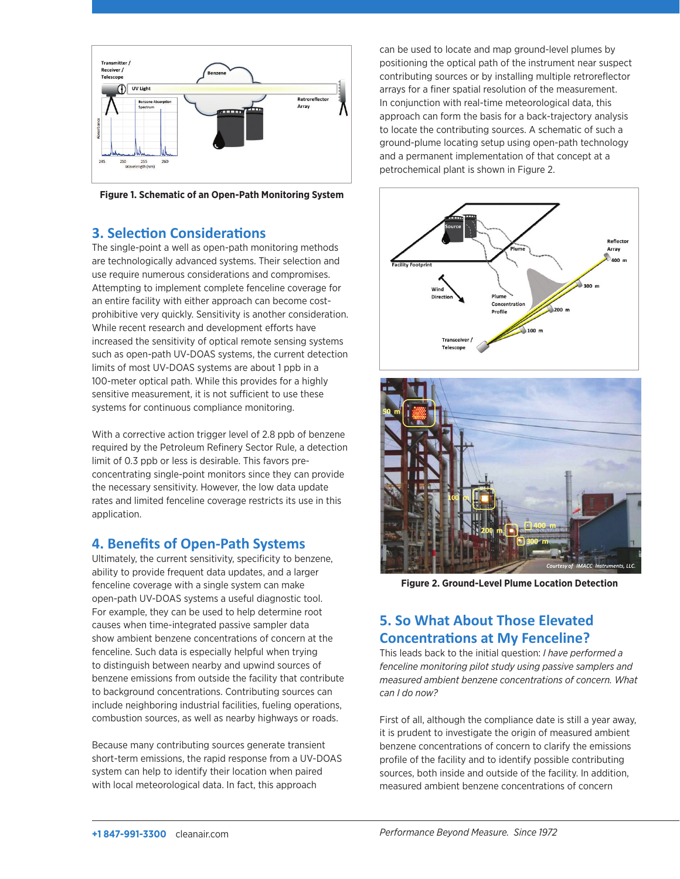Figure 1. Schematic of an Open-Path Monitoring System

## 3. Selection Considerations

The single-point a well as open-path monitoring methods are technologically advanced systems. Their selection and use require numerous considerations and compromises. Attempting to implement complete fenceline coverage for an entire facility with either approach can become cost-prohibitive very quickly. Sensitivity is another consideration. While recent research and development efforts have increased the sensitivity of optical remote sensing systems such as open-path UV-DOAS systems, the current detection limits of most UV-DOAS systems are about 1 ppb in a 100-meter optical path. While this provides for a highly sensitive measurement, it is not sufficient to use these systems for continuous compliance monitoring.

With a corrective action trigger level of 2.8 ppb of benzene required by the Petroleum Refinery Sector Rule, a detection limit of 0.3 ppb or less is desirable. This favors pre-concentrating single-point monitors since they can provide the necessary sensitivity. However, the low data update rates and limited fenceline coverage restricts its use in this application.

## 4. Benefits of Open-Path Systems

Ultimately, the current sensitivity, specificity to benzene, ability to provide frequent data updates, and a larger fenceline coverage with a single system can make open-path UV-DOAS systems a useful diagnostic tool. For example, they can be used to help determine root causes when time-integrated passive sampler data show ambient benzene concentrations of concern at the fenceline. Such data is especially helpful when trying to distinguish between nearby and upwind sources of benzene emissions from outside the facility that contribute to background concentrations. Contributing sources can include neighboring industrial facilities, fueling operations, combustion sources, as well as nearby highways or roads.

Because many contributing sources generate transient short-term emissions, the rapid response from a UV-DOAS system can help to identify their location when paired with local meteorological data. In fact, this approach can be used to locate and map ground-level plumes by positioning the optical path of the instrument near suspect contributing sources or by installing multiple retroreflector arrays for a finer spatial resolution of the measurement. In conjunction with real-time meteorological data, this approach can form the basis for a back-trajectory analysis to locate the contributing sources. A schematic of such a ground-plume locating setup using open-path technology and a permanent implementation of that concept at a petrochemical plant is shown in Figure 2.

Figure 2. Ground-Level Plume Location Detection

## 5. So What About Those Elevated Concentrations at My Fenceline?

This leads back to the initial question: *I have performed a fenceline monitoring pilot study using passive samplers and measured ambient benzene concentrations of concern. What can I do now?*

First of all, although the compliance date is still a year away, it is prudent to investigate the origin of measured ambient benzene concentrations of concern to clarify the emissions profile of the facility and to identify possible contributing sources, both inside and outside of the facility. In addition, measured ambient benzene concentrations of concern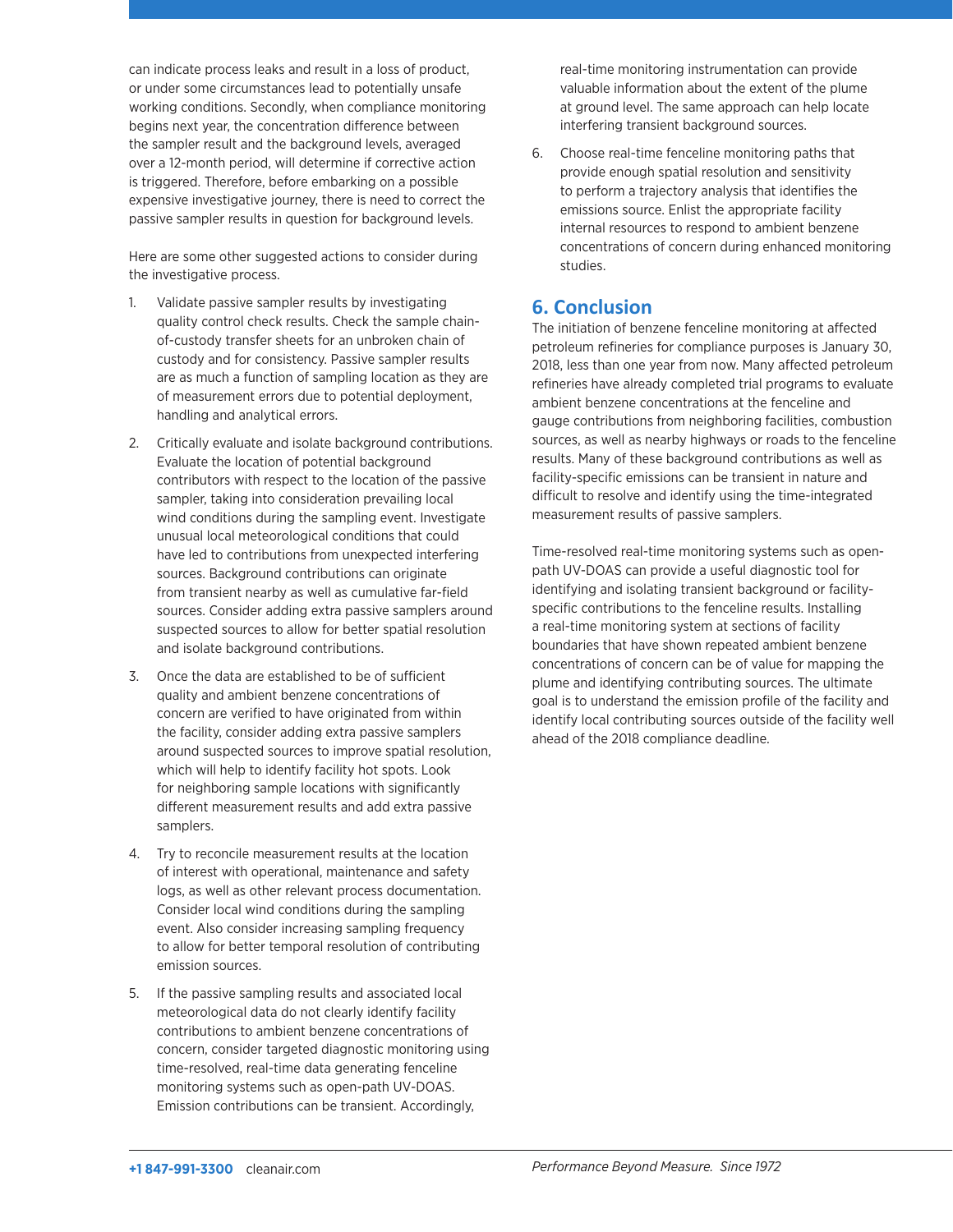can indicate process leaks and result in a loss of product, or under some circumstances lead to potentially unsafe working conditions. Secondly, when compliance monitoring begins next year, the concentration difference between the sampler result and the background levels, averaged over a 12-month period, will determine if corrective action is triggered. Therefore, before embarking on a possible expensive investigative journey, there is need to correct the passive sampler results in question for background levels.

Here are some other suggested actions to consider during the investigative process.

1. Validate passive sampler results by investigating quality control check results. Check the sample chain-of-custody transfer sheets for an unbroken chain of custody and for consistency. Passive sampler results are as much a function of sampling location as they are of measurement errors due to potential deployment, handling and analytical errors.

2. Critically evaluate and isolate background contributions. Evaluate the location of potential background contributors with respect to the location of the passive sampler, taking into consideration prevailing local wind conditions during the sampling event. Investigate unusual local meteorological conditions that could have led to contributions from unexpected interfering sources. Background contributions can originate from transient nearby as well as cumulative far-field sources. Consider adding extra passive samplers around suspected sources to allow for better spatial resolution and isolate background contributions.

3. Once the data are established to be of sufficient quality and ambient benzene concentrations of concern are verified to have originated from within the facility, consider adding extra passive samplers around suspected sources to improve spatial resolution, which will help to identify facility hot spots. Look for neighboring sample locations with significantly different measurement results and add extra passive samplers.

4. Try to reconcile measurement results at the location of interest with operational, maintenance and safety logs, as well as other relevant process documentation. Consider local wind conditions during the sampling event. Also consider increasing sampling frequency to allow for better temporal resolution of contributing emission sources.

5. If the passive sampling results and associated local meteorological data do not clearly identify facility contributions to ambient benzene concentrations of concern, consider targeted diagnostic monitoring using time-resolved, real-time data generating fenceline monitoring systems such as open-path UV-DOAS. Emission contributions can be transient. Accordingly, real-time monitoring instrumentation can provide valuable information about the extent of the plume at ground level. The same approach can help locate interfering transient background sources.

6. Choose real-time fenceline monitoring paths that provide enough spatial resolution and sensitivity to perform a trajectory analysis that identifies the emissions source. Enlist the appropriate facility internal resources to respond to ambient benzene concentrations of concern during enhanced monitoring studies.

## 6. Conclusion

The initiation of benzene fenceline monitoring at affected petroleum refineries for compliance purposes is January 30, 2018, less than one year from now. Many affected petroleum refineries have already completed trial programs to evaluate ambient benzene concentrations at the fenceline and gauge contributions from neighboring facilities, combustion sources, as well as nearby highways or roads to the fenceline results. Many of these background contributions as well as facility-specific emissions can be transient in nature and difficult to resolve and identify using the time-integrated measurement results of passive samplers.

Time-resolved real-time monitoring systems such as open-path UV-DOAS can provide a useful diagnostic tool for identifying and isolating transient background or facility-specific contributions to the fenceline results. Installing a real-time monitoring system at sections of facility boundaries that have shown repeated ambient benzene concentrations of concern can be of value for mapping the plume and identifying contributing sources. The ultimate goal is to understand the emission profile of the facility and identify local contributing sources outside of the facility well ahead of the 2018 compliance deadline.